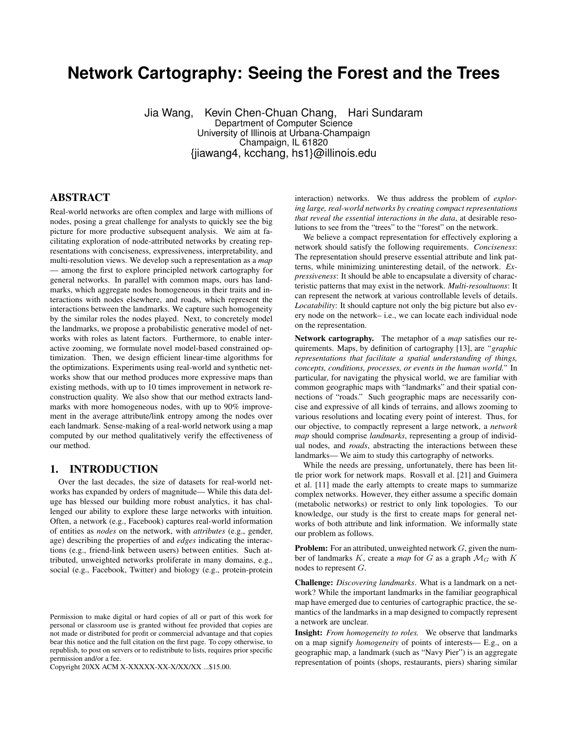# Network Cartography: Seeing the Forest and the Trees

Jia Wang, Kevin Chen-Chuan Chang, Hari Sundaram
Department of Computer Science
University of Illinois at Urbana-Champaign
Champaign, IL 61820
{jiawang4, kcchang, hs1}@illinois.edu

## ABSTRACT

Real-world networks are often complex and large with millions of nodes, posing a great challenge for analysts to quickly see the big picture for more productive subsequent analysis. We aim at facilitating exploration of node-attributed networks by creating representations with conciseness, expressiveness, interpretability, and multi-resolution views. We develop such a representation as a *map* — among the first to explore principled network cartography for general networks. In parallel with common maps, ours has landmarks, which aggregate nodes homogeneous in their traits and interactions with nodes elsewhere, and roads, which represent the interactions between the landmarks. We capture such homogeneity by the similar roles the nodes played. Next, to concretely model the landmarks, we propose a probabilistic generative model of networks with roles as latent factors. Furthermore, to enable interactive zooming, we formulate novel model-based constrained optimization. Then, we design efficient linear-time algorithms for the optimizations. Experiments using real-world and synthetic networks show that our method produces more expressive maps than existing methods, with up to 10 times improvement in network reconstruction quality. We also show that our method extracts landmarks with more homogeneous nodes, with up to 90% improvement in the average attribute/link entropy among the nodes over each landmark. Sense-making of a real-world network using a map computed by our method qualitatively verify the effectiveness of our method.

## 1. INTRODUCTION

Over the last decades, the size of datasets for real-world networks has expanded by orders of magnitude— While this data deluge has blessed our building more robust analytics, it has challenged our ability to explore these large networks with intuition. Often, a network (e.g., Facebook) captures real-world information of entities as *nodes* on the network, with *attributes* (e.g., gender, age) describing the properties of and *edges* indicating the interactions (e.g., friend-link between users) between entities. Such attributed, unweighted networks proliferate in many domains, e.g., social (e.g., Facebook, Twitter) and biology (e.g., protein-protein interaction) networks. We thus address the problem of *exploring large, real-world networks by creating compact representations that reveal the essential interactions in the data*, at desirable resolutions to see from the "trees" to the "forest" on the network.

We believe a compact representation for effectively exploring a network should satisfy the following requirements. *Conciseness*: The representation should preserve essential attribute and link patterns, while minimizing uninteresting detail, of the network. *Expressiveness*: It should be able to encapsulate a diversity of characteristic patterns that may exist in the network. *Multi-resoultuons*: It can represent the network at various controllable levels of details. *Locatability*: It should capture not only the big picture but also every node on the network– i.e., we can locate each individual node on the representation.

**Network cartography.** The metaphor of a *map* satisfies our requirements. Maps, by definition of cartography [13], are *"graphic representations that facilitate a spatial understanding of things, concepts, conditions, processes, or events in the human world."* In particular, for navigating the physical world, we are familiar with common geographic maps with "landmarks" and their spatial connections of "roads." Such geographic maps are necessarily concise and expressive of all kinds of terrains, and allows zooming to various resolutions and locating every point of interest. Thus, for our objective, to compactly represent a large network, a *network map* should comprise *landmarks*, representing a group of individual nodes, and *roads*, abstracting the interactions between these landmarks— We aim to study this cartography of networks.

While the needs are pressing, unfortunately, there has been little prior work for network maps. Rosvall et al. [21] and Guimera et al. [11] made the early attempts to create maps to summarize complex networks. However, they either assume a specific domain (metabolic networks) or restrict to only link topologies. To our knowledge, our study is the first to create maps for general networks of both attribute and link information. We informally state our problem as follows.

**Problem:** For an attributed, unweighted network $G$, given the number of landmarks $K$, create a *map* for $G$ as a graph $\mathcal{M}_G$ with $K$ nodes to represent $G$.

**Challenge:** *Discovering landmarks*. What is a landmark on a network? While the important landmarks in the familiar geographical map have emerged due to centuries of cartographic practice, the semantics of the landmarks in a map designed to compactly represent a network are unclear.

**Insight:** *From homogeneity to roles.* We observe that landmarks on a map signify *homogeneity* of points of interests— E.g., on a geographic map, a landmark (such as "Navy Pier") is an aggregate representation of points (shops, restaurants, piers) sharing similar

Permission to make digital or hard copies of all or part of this work for personal or classroom use is granted without fee provided that copies are not made or distributed for profit or commercial advantage and that copies bear this notice and the full citation on the first page. To copy otherwise, to republish, to post on servers or to redistribute to lists, requires prior specific permission and/or a fee.
Copyright 20XX ACM X-XXXXX-XX-X/XX/XX ...$15.00.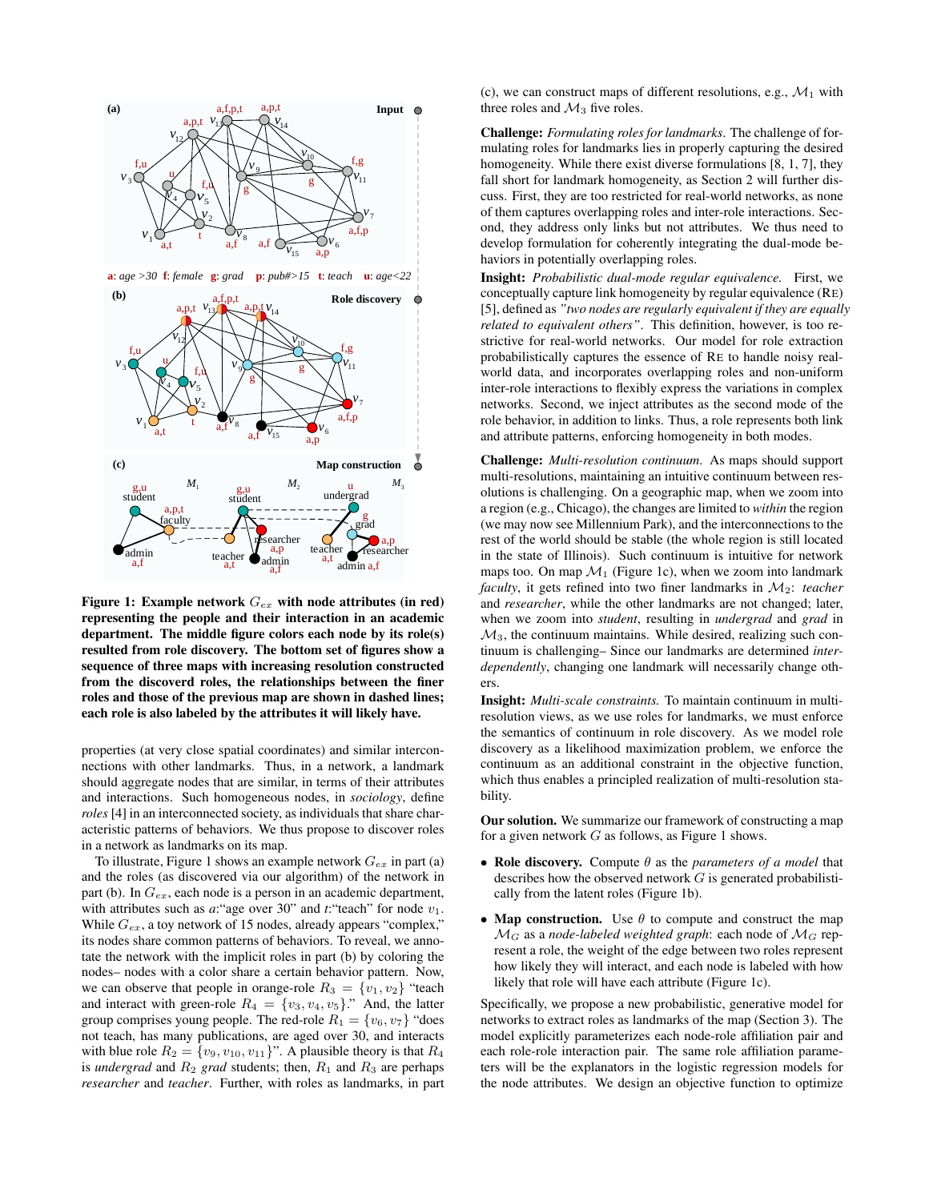**Figure 1: Example network $G_{ex}$ with node attributes (in red) representing the people and their interaction in an academic department. The middle figure colors each node by its role(s) resulted from role discovery. The bottom set of figures show a sequence of three maps with increasing resolution constructed from the discoverd roles, the relationships between the finer roles and those of the previous map are shown in dashed lines; each role is also labeled by the attributes it will likely have.**

properties (at very close spatial coordinates) and similar interconnections with other landmarks. Thus, in a network, a landmark should aggregate nodes that are similar, in terms of their attributes and interactions. Such homogeneous nodes, in *sociology*, define *roles* [4] in an interconnected society, as individuals that share characteristic patterns of behaviors. We thus propose to discover roles in a network as landmarks on its map.

To illustrate, Figure 1 shows an example network $G_{ex}$ in part (a) and the roles (as discovered via our algorithm) of the network in part (b). In $G_{ex}$, each node is a person in an academic department, with attributes such as *a*:"age over 30" and *t*:"teach" for node $v_1$. While $G_{ex}$, a toy network of 15 nodes, already appears "complex," its nodes share common patterns of behaviors. To reveal, we annotate the network with the implicit roles in part (b) by coloring the nodes– nodes with a color share a certain behavior pattern. Now, we can observe that people in orange-role $R_3 = \{v_1, v_2\}$ "teach and interact with green-role $R_4 = \{v_3, v_4, v_5\}$." And, the latter group comprises young people. The red-role $R_1 = \{v_6, v_7\}$ "does not teach, has many publications, are aged over 30, and interacts with blue role $R_2 = \{v_9, v_{10}, v_{11}\}$". A plausible theory is that $R_4$ is *undergrad* and $R_2$ *grad* students; then, $R_1$ and $R_3$ are perhaps *researcher* and *teacher*. Further, with roles as landmarks, in part (c), we can construct maps of different resolutions, e.g., $\mathcal{M}_1$ with three roles and $\mathcal{M}_3$ five roles.

**Challenge:** *Formulating roles for landmarks*. The challenge of formulating roles for landmarks lies in properly capturing the desired homogeneity. While there exist diverse formulations [8, 1, 7], they fall short for landmark homogeneity, as Section 2 will further discuss. First, they are too restricted for real-world networks, as none of them captures overlapping roles and inter-role interactions. Second, they address only links but not attributes. We thus need to develop formulation for coherently integrating the dual-mode behaviors in potentially overlapping roles.

**Insight:** *Probabilistic dual-mode regular equivalence.* First, we conceptually capture link homogeneity by regular equivalence (RE) [5], defined as *"two nodes are regularly equivalent if they are equally related to equivalent others"*. This definition, however, is too restrictive for real-world networks. Our model for role extraction probabilistically captures the essence of RE to handle noisy real-world data, and incorporates overlapping roles and non-uniform inter-role interactions to flexibly express the variations in complex networks. Second, we inject attributes as the second mode of the role behavior, in addition to links. Thus, a role represents both link and attribute patterns, enforcing homogeneity in both modes.

**Challenge:** *Multi-resolution continuum.* As maps should support multi-resolutions, maintaining an intuitive continuum between resolutions is challenging. On a geographic map, when we zoom into a region (e.g., Chicago), the changes are limited to *within* the region (we may now see Millennium Park), and the interconnections to the rest of the world should be stable (the whole region is still located in the state of Illinois). Such continuum is intuitive for network maps too. On map $\mathcal{M}_1$ (Figure 1c), when we zoom into landmark *faculty*, it gets refined into two finer landmarks in $\mathcal{M}_2$: *teacher* and *researcher*, while the other landmarks are not changed; later, when we zoom into *student*, resulting in *undergrad* and *grad* in $\mathcal{M}_3$, the continuum maintains. While desired, realizing such continuum is challenging– Since our landmarks are determined *interdependently*, changing one landmark will necessarily change others.

**Insight:** *Multi-scale constraints.* To maintain continuum in multi-resolution views, as we use roles for landmarks, we must enforce the semantics of continuum in role discovery. As we model role discovery as a likelihood maximization problem, we enforce the continuum as an additional constraint in the objective function, which thus enables a principled realization of multi-resolution stability.

**Our solution.** We summarize our framework of constructing a map for a given network $G$ as follows, as Figure 1 shows.

- **Role discovery.** Compute $\theta$ as the *parameters of a model* that describes how the observed network $G$ is generated probabilistically from the latent roles (Figure 1b).
- **Map construction.** Use $\theta$ to compute and construct the map $\mathcal{M}_G$ as a *node-labeled weighted graph*: each node of $\mathcal{M}_G$ represent a role, the weight of the edge between two roles represent how likely they will interact, and each node is labeled with how likely that role will have each attribute (Figure 1c).

Specifically, we propose a new probabilistic, generative model for networks to extract roles as landmarks of the map (Section 3). The model explicitly parameterizes each node-role affiliation pair and each role-role interaction pair. The same role affiliation parameters will be the explanators in the logistic regression models for the node attributes. We design an objective function to optimize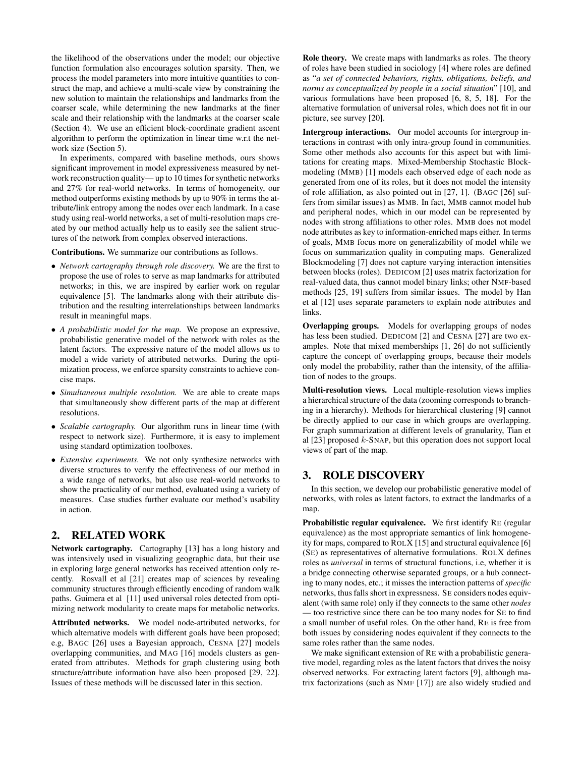the likelihood of the observations under the model; our objective function formulation also encourages solution sparsity. Then, we process the model parameters into more intuitive quantities to construct the map, and achieve a multi-scale view by constraining the new solution to maintain the relationships and landmarks from the coarser scale, while determining the new landmarks at the finer scale and their relationship with the landmarks at the coarser scale (Section 4). We use an efficient block-coordinate gradient ascent algorithm to perform the optimization in linear time w.r.t the network size (Section 5).

In experiments, compared with baseline methods, ours shows significant improvement in model expressiveness measured by network reconstruction quality— up to 10 times for synthetic networks and 27% for real-world networks. In terms of homogeneity, our method outperforms existing methods by up to 90% in terms the attribute/link entropy among the nodes over each landmark. In a case study using real-world networks, a set of multi-resolution maps created by our method actually help us to easily see the salient structures of the network from complex observed interactions.

**Contributions.** We summarize our contributions as follows.

- *Network cartography through role discovery.* We are the first to propose the use of roles to serve as map landmarks for attributed networks; in this, we are inspired by earlier work on regular equivalence [5]. The landmarks along with their attribute distribution and the resulting interrelationships between landmarks result in meaningful maps.
- *A probabilistic model for the map.* We propose an expressive, probabilistic generative model of the network with roles as the latent factors. The expressive nature of the model allows us to model a wide variety of attributed networks. During the optimization process, we enforce sparsity constraints to achieve concise maps.
- *Simultaneous multiple resolution.* We are able to create maps that simultaneously show different parts of the map at different resolutions.
- *Scalable cartography.* Our algorithm runs in linear time (with respect to network size). Furthermore, it is easy to implement using standard optimization toolboxes.
- *Extensive experiments.* We not only synthesize networks with diverse structures to verify the effectiveness of our method in a wide range of networks, but also use real-world networks to show the practicality of our method, evaluated using a variety of measures. Case studies further evaluate our method's usability in action.

## 2. RELATED WORK

**Network cartography.** Cartography [13] has a long history and was intensively used in visualizing geographic data, but their use in exploring large general networks has received attention only recently. Rosvall et al [21] creates map of sciences by revealing community structures through efficiently encoding of random walk paths. Guimera et al [11] used universal roles detected from optimizing network modularity to create maps for metabolic networks.

**Attributed networks.** We model node-attributed networks, for which alternative models with different goals have been proposed; e.g, BAGC [26] uses a Bayesian approach, CESNA [27] models overlapping communities, and MAG [16] models clusters as generated from attributes. Methods for graph clustering using both structure/attribute information have also been proposed [29, 22]. Issues of these methods will be discussed later in this section.

**Role theory.** We create maps with landmarks as roles. The theory of roles have been studied in sociology [4] where roles are defined as "*a set of connected behaviors, rights, obligations, beliefs, and norms as conceptualized by people in a social situation*" [10], and various formulations have been proposed [6, 8, 5, 18]. For the alternative formulation of universal roles, which does not fit in our picture, see survey [20].

**Intergroup interactions.** Our model accounts for intergroup interactions in contrast with only intra-group found in communities. Some other methods also accounts for this aspect but with limitations for creating maps. Mixed-Membership Stochastic Blockmodeling (MMB) [1] models each observed edge of each node as generated from one of its roles, but it does not model the intensity of role affiliation, as also pointed out in [27, 1]. (BAGC [26] suffers from similar issues) as MMB. In fact, MMB cannot model hub and peripheral nodes, which in our model can be represented by nodes with strong affiliations to other roles. MMB does not model node attributes as key to information-enriched maps either. In terms of goals, MMB focus more on generalizability of model while we focus on summarization quality in computing maps. Generalized Blockmodeling [7] does not capture varying interaction intensities between blocks (roles). DEDICOM [2] uses matrix factorization for real-valued data, thus cannot model binary links; other NMF-based methods [25, 19] suffers from similar issues. The model by Han et al [12] uses separate parameters to explain node attributes and links.

**Overlapping groups.** Models for overlapping groups of nodes has less been studied. DEDICOM [2] and CESNA [27] are two examples. Note that mixed memberships [1, 26] do not sufficiently capture the concept of overlapping groups, because their models only model the probability, rather than the intensity, of the affiliation of nodes to the groups.

**Multi-resolution views.** Local multiple-resolution views implies a hierarchical structure of the data (zooming corresponds to branching in a hierarchy). Methods for hierarchical clustering [9] cannot be directly applied to our case in which groups are overlapping. For graph summarization at different levels of granularity, Tian et al [23] proposed $k$-SNAP, but this operation does not support local views of part of the map.

## 3. ROLE DISCOVERY

In this section, we develop our probabilistic generative model of networks, with roles as latent factors, to extract the landmarks of a map.

**Probabilistic regular equivalence.** We first identify RE (regular equivalence) as the most appropriate semantics of link homogeneity for maps, compared to ROLX [15] and structural equivalence [6] (SE) as representatives of alternative formulations. ROLX defines roles as *universal* in terms of structural functions, i.e, whether it is a bridge connecting otherwise separated groups, or a hub connecting to many nodes, etc.; it misses the interaction patterns of *specific* networks, thus falls short in expressness. SE considers nodes equivalent (with same role) only if they connects to the same other *nodes* — too restrictive since there can be too many nodes for SE to find a small number of useful roles. On the other hand, RE is free from both issues by considering nodes equivalent if they connects to the same roles rather than the same nodes.

We make significant extension of RE with a probabilistic generative model, regarding roles as the latent factors that drives the noisy observed networks. For extracting latent factors [9], although matrix factorizations (such as NMF [17]) are also widely studied and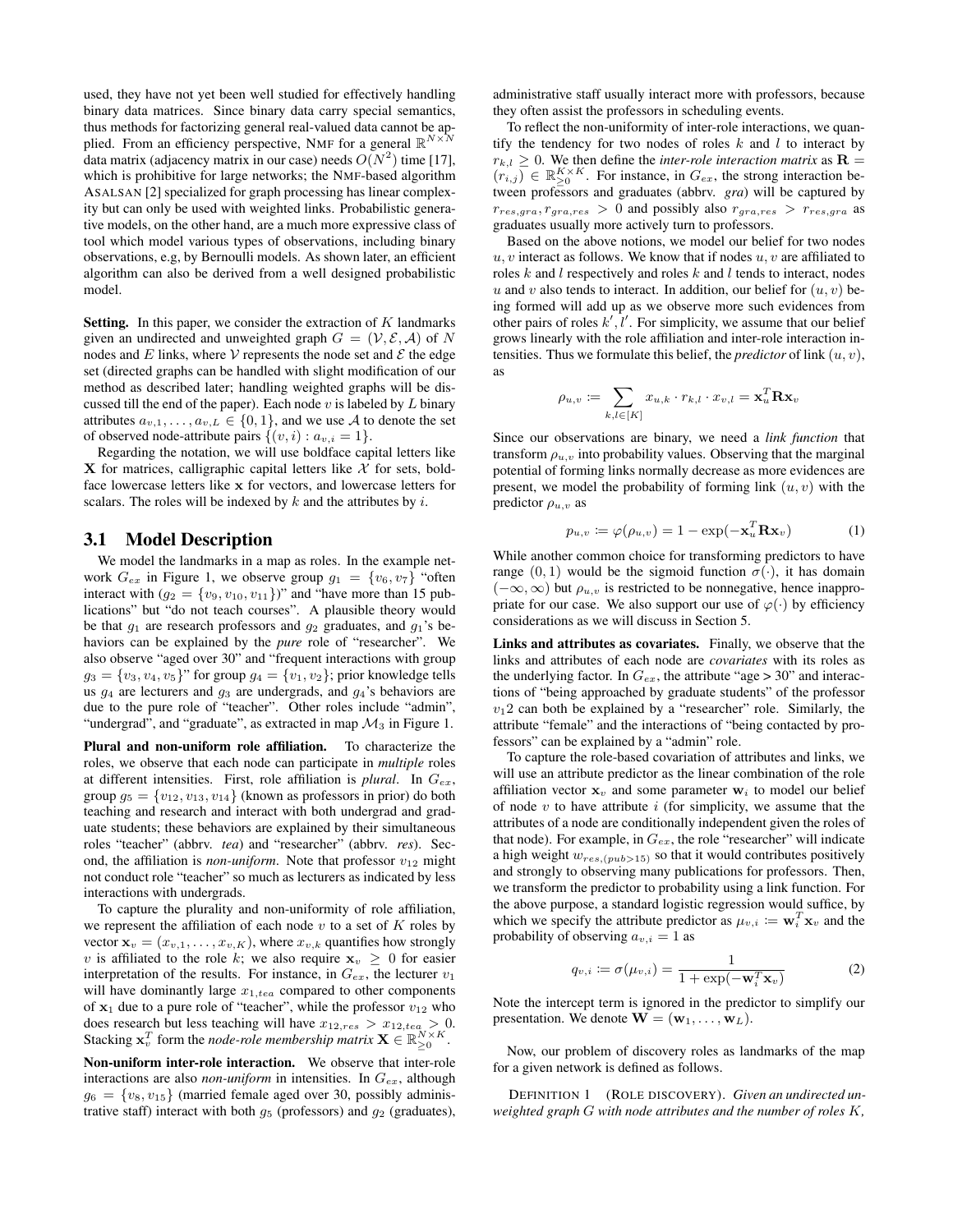used, they have not yet been well studied for effectively handling binary data matrices. Since binary data carry special semantics, thus methods for factorizing general real-valued data cannot be applied. From an efficiency perspective, NMF for a general $\mathbb{R}^{N\times N}$ data matrix (adjacency matrix in our case) needs $O(N^2)$ time [17], which is prohibitive for large networks; the NMF-based algorithm ASALSAN [2] specialized for graph processing has linear complexity but can only be used with weighted links. Probabilistic generative models, on the other hand, are a much more expressive class of tool which model various types of observations, including binary observations, e.g, by Bernoulli models. As shown later, an efficient algorithm can also be derived from a well designed probabilistic model.

**Setting.** In this paper, we consider the extraction of $K$ landmarks given an undirected and unweighted graph $G = (\mathcal{V}, \mathcal{E}, \mathcal{A})$ of $N$ nodes and $E$ links, where $\mathcal{V}$ represents the node set and $\mathcal{E}$ the edge set (directed graphs can be handled with slight modification of our method as described later; handling weighted graphs will be discussed till the end of the paper). Each node $v$ is labeled by $L$ binary attributes $a_{v,1}, \ldots, a_{v,L} \in \{0, 1\}$, and we use $\mathcal{A}$ to denote the set of observed node-attribute pairs $\{(v, i) : a_{v,i} = 1\}$.

Regarding the notation, we will use boldface capital letters like $\mathbf{X}$ for matrices, calligraphic capital letters like $\mathcal{X}$ for sets, boldface lowercase letters like $\mathbf{x}$ for vectors, and lowercase letters for scalars. The roles will be indexed by $k$ and the attributes by $i$.

## 3.1 Model Description

We model the landmarks in a map as roles. In the example network $G_{ex}$ in Figure 1, we observe group $g_1 = \{v_6, v_7\}$ "often interact with ($g_2 = \{v_9, v_{10}, v_{11}\}$)" and "have more than 15 publications" but "do not teach courses". A plausible theory would be that $g_1$ are research professors and $g_2$ graduates, and $g_1$'s behaviors can be explained by the *pure* role of "researcher". We also observe "aged over 30" and "frequent interactions with group $g_3 = \{v_3, v_4, v_5\}$" for group $g_4 = \{v_1, v_2\}$; prior knowledge tells us $g_4$ are lecturers and $g_3$ are undergrads, and $g_4$'s behaviors are due to the pure role of "teacher". Other roles include "admin", "undergrad", and "graduate", as extracted in map $\mathcal{M}_3$ in Figure 1.

**Plural and non-uniform role affiliation.** To characterize the roles, we observe that each node can participate in *multiple* roles at different intensities. First, role affiliation is *plural*. In $G_{ex}$, group $g_5 = \{v_{12}, v_{13}, v_{14}\}$ (known as professors in prior) do both teaching and research and interact with both undergrad and graduate students; these behaviors are explained by their simultaneous roles "teacher" (abbrv. *tea*) and "researcher" (abbrv. *res*). Second, the affiliation is *non-uniform*. Note that professor $v_{12}$ might not conduct role "teacher" so much as lecturers as indicated by less interactions with undergrads.

To capture the plurality and non-uniformity of role affiliation, we represent the affiliation of each node $v$ to a set of $K$ roles by vector $\mathbf{x}_v = (x_{v,1}, \ldots, x_{v,K})$, where $x_{v,k}$ quantifies how strongly $v$ is affiliated to the role $k$; we also require $\mathbf{x}_v \geq 0$ for easier interpretation of the results. For instance, in $G_{ex}$, the lecturer $v_1$ will have dominantly large $x_{1,tea}$ compared to other components of $\mathbf{x}_1$ due to a pure role of "teacher", while the professor $v_{12}$ who does research but less teaching will have $x_{12,res} > x_{12,tea} > 0$. Stacking $\mathbf{x}_v^T$ form the *node-role membership matrix* $\mathbf{X} \in \mathbb{R}_{\geq 0}^{N\times K}$.

**Non-uniform inter-role interaction.** We observe that inter-role interactions are also *non-uniform* in intensities. In $G_{ex}$, although $g_6 = \{v_8, v_{15}\}$ (married female aged over 30, possibly administrative staff) interact with both $g_5$ (professors) and $g_2$ (graduates), administrative staff usually interact more with professors, because they often assist the professors in scheduling events.

To reflect the non-uniformity of inter-role interactions, we quantify the tendency for two nodes of roles $k$ and $l$ to interact by $r_{k,l} \geq 0$. We then define the *inter-role interaction matrix* as $\mathbf{R} = (r_{i,j}) \in \mathbb{R}_{\geq 0}^{K\times K}$. For instance, in $G_{ex}$, the strong interaction between professors and graduates (abbrv. *gra*) will be captured by $r_{res,gra}, r_{gra,res} > 0$ and possibly also $r_{gra,res} > r_{res,gra}$ as graduates usually more actively turn to professors.

Based on the above notions, we model our belief for two nodes $u, v$ interact as follows. We know that if nodes $u, v$ are affiliated to roles $k$ and $l$ respectively and roles $k$ and $l$ tends to interact, nodes $u$ and $v$ also tends to interact. In addition, our belief for $(u, v)$ being formed will add up as we observe more such evidences from other pairs of roles $k', l'$. For simplicity, we assume that our belief grows linearly with the role affiliation and inter-role interaction intensities. Thus we formulate this belief, the *predictor* of link $(u, v)$, as

$$\rho_{u,v} := \sum_{k,l\in[K]} x_{u,k} \cdot r_{k,l} \cdot x_{v,l} = \mathbf{x}_u^T \mathbf{R} \mathbf{x}_v$$

Since our observations are binary, we need a *link function* that transform $\rho_{u,v}$ into probability values. Observing that the marginal potential of forming links normally decrease as more evidences are present, we model the probability of forming link $(u, v)$ with the predictor $\rho_{u,v}$ as

$$p_{u,v} := \varphi(\rho_{u,v}) = 1 - \exp(-\mathbf{x}_u^T \mathbf{R} \mathbf{x}_v) \tag{1}$$

While another common choice for transforming predictors to have range $(0, 1)$ would be the sigmoid function $\sigma(\cdot)$, it has domain $(-\infty, \infty)$ but $\rho_{u,v}$ is restricted to be nonnegative, hence inappropriate for our case. We also support our use of $\varphi(\cdot)$ by efficiency considerations as we will discuss in Section 5.

**Links and attributes as covariates.** Finally, we observe that the links and attributes of each node are *covariates* with its roles as the underlying factor. In $G_{ex}$, the attribute "age > 30" and interactions of "being approached by graduate students" of the professor $v_12$ can both be explained by a "researcher" role. Similarly, the attribute "female" and the interactions of "being contacted by professors" can be explained by a "admin" role.

To capture the role-based covariation of attributes and links, we will use an attribute predictor as the linear combination of the role affiliation vector $\mathbf{x}_v$ and some parameter $\mathbf{w}_i$ to model our belief of node $v$ to have attribute $i$ (for simplicity, we assume that the attributes of a node are conditionally independent given the roles of that node). For example, in $G_{ex}$, the role "researcher" will indicate a high weight $w_{res,(pub>15)}$ so that it would contributes positively and strongly to observing many publications for professors. Then, we transform the predictor to probability using a link function. For the above purpose, a standard logistic regression would suffice, by which we specify the attribute predictor as $\mu_{v,i} := \mathbf{w}_i^T \mathbf{x}_v$ and the probability of observing $a_{v,i} = 1$ as

$$q_{v,i} := \sigma(\mu_{v,i}) = \frac{1}{1 + \exp(-\mathbf{w}_i^T \mathbf{x}_v)} \tag{2}$$

Note the intercept term is ignored in the predictor to simplify our presentation. We denote $\mathbf{W} = (\mathbf{w}_1, \ldots, \mathbf{w}_L)$.

Now, our problem of discovery roles as landmarks of the map for a given network is defined as follows.

DEFINITION 1 (ROLE DISCOVERY). *Given an undirected unweighted graph $G$ with node attributes and the number of roles $K$,*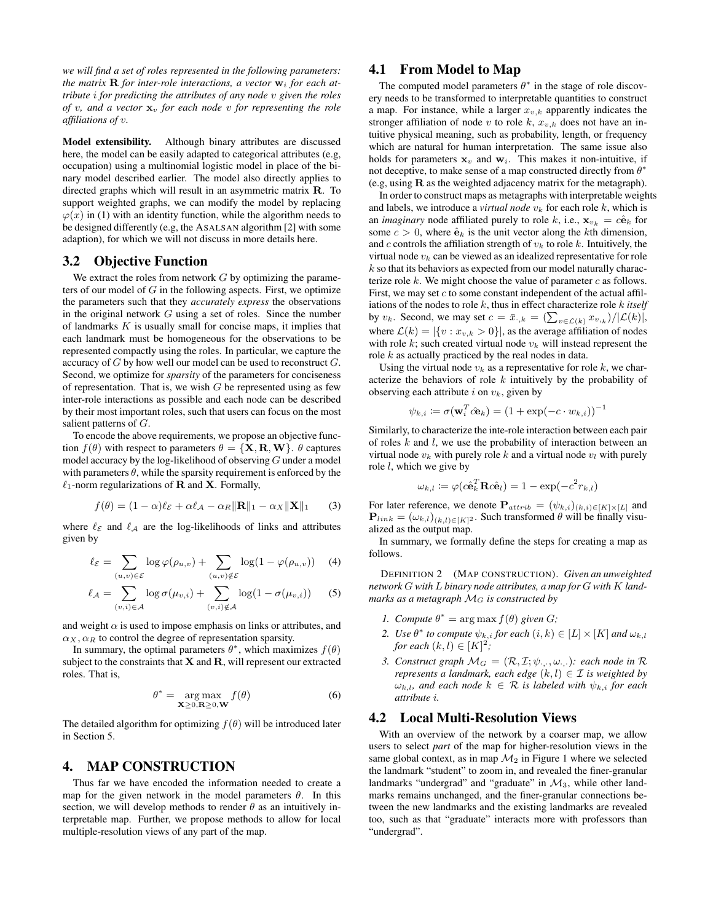*we will find a set of roles represented in the following parameters: the matrix* $\mathbf{R}$ *for inter-role interactions, a vector* $\mathbf{w}_i$ *for each attribute* $i$ *for predicting the attributes of any node* $v$ *given the roles of* $v$*, and a vector* $\mathbf{x}_v$ *for each node* $v$ *for representing the role affiliations of* $v$*.*

**Model extensibility.** Although binary attributes are discussed here, the model can be easily adapted to categorical attributes (e.g, occupation) using a multinomial logistic model in place of the binary model described earlier. The model also directly applies to directed graphs which will result in an asymmetric matrix $\mathbf{R}$. To support weighted graphs, we can modify the model by replacing $\varphi(x)$ in (1) with an identity function, while the algorithm needs to be designed differently (e.g, the ASALSAN algorithm [2] with some adaption), for which we will not discuss in more details here.

## 3.2 Objective Function

We extract the roles from network $G$ by optimizing the parameters of our model of $G$ in the following aspects. First, we optimize the parameters such that they *accurately express* the observations in the original network $G$ using a set of roles. Since the number of landmarks $K$ is usually small for concise maps, it implies that each landmark must be homogeneous for the observations to be represented compactly using the roles. In particular, we capture the accuracy of $G$ by how well our model can be used to reconstruct $G$. Second, we optimize for *sparsity* of the parameters for conciseness of representation. That is, we wish $G$ be represented using as few inter-role interactions as possible and each node can be described by their most important roles, such that users can focus on the most salient patterns of $G$.

To encode the above requirements, we propose an objective function $f(\theta)$ with respect to parameters $\theta = \{\mathbf{X}, \mathbf{R}, \mathbf{W}\}$. $\theta$ captures model accuracy by the log-likelihood of observing $G$ under a model with parameters $\theta$, while the sparsity requirement is enforced by the $\ell_1$-norm regularizations of $\mathbf{R}$ and $\mathbf{X}$. Formally,

$$f(\theta) = (1-\alpha)\ell_{\mathcal{E}} + \alpha\ell_{\mathcal{A}} - \alpha_R\|\mathbf{R}\|_1 - \alpha_X\|\mathbf{X}\|_1 \quad (3)$$

where $\ell_{\mathcal{E}}$ and $\ell_{\mathcal{A}}$ are the log-likelihoods of links and attributes given by

$$\ell_{\mathcal{E}} = \sum_{(u,v)\in\mathcal{E}} \log\varphi(\rho_{u,v}) + \sum_{(u,v)\notin\mathcal{E}} \log(1-\varphi(\rho_{u,v})) \quad (4)$$

$$\ell_{\mathcal{A}} = \sum_{(v,i)\in\mathcal{A}} \log\sigma(\mu_{v,i}) + \sum_{(v,i)\notin\mathcal{A}} \log(1-\sigma(\mu_{v,i})) \quad (5)$$

and weight $\alpha$ is used to impose emphasis on links or attributes, and $\alpha_X, \alpha_R$ to control the degree of representation sparsity.

In summary, the optimal parameters $\theta^*$, which maximizes $f(\theta)$ subject to the constraints that $\mathbf{X}$ and $\mathbf{R}$, will represent our extracted roles. That is,

$$\theta^* = \underset{\mathbf{X}\geq 0, \mathbf{R}\geq 0, \mathbf{W}}{\arg\max} f(\theta) \quad (6)$$

The detailed algorithm for optimizing $f(\theta)$ will be introduced later in Section 5.

# 4. MAP CONSTRUCTION

Thus far we have encoded the information needed to create a map for the given network in the model parameters $\theta$. In this section, we will develop methods to render $\theta$ as an intuitively interpretable map. Further, we propose methods to allow for local multiple-resolution views of any part of the map.

## 4.1 From Model to Map

The computed model parameters $\theta^*$ in the stage of role discovery needs to be transformed to interpretable quantities to construct a map. For instance, while a larger $x_{v,k}$ apparently indicates the stronger affiliation of node $v$ to role $k$, $x_{v,k}$ does not have an intuitive physical meaning, such as probability, length, or frequency which are natural for human interpretation. The same issue also holds for parameters $\mathbf{x}_v$ and $\mathbf{w}_i$. This makes it non-intuitive, if not deceptive, to make sense of a map constructed directly from $\theta^*$ (e.g, using $\mathbf{R}$ as the weighted adjacency matrix for the metagraph).

In order to construct maps as metagraphs with interpretable weights and labels, we introduce a *virtual node* $v_k$ for each role $k$, which is an *imaginary* node affiliated purely to role $k$, i.e., $\mathbf{x}_{v_k} = c\hat{\mathbf{e}}_k$ for some $c > 0$, where $\hat{\mathbf{e}}_k$ is the unit vector along the $k$th dimension, and $c$ controls the affiliation strength of $v_k$ to role $k$. Intuitively, the virtual node $v_k$ can be viewed as an idealized representative for role $k$ so that its behaviors as expected from our model naturally characterize role $k$. We might choose the value of parameter $c$ as follows. First, we may set $c$ to some constant independent of the actual affiliations of the nodes to role $k$, thus in effect characterize role $k$ *itself* by $v_k$. Second, we may set $c = \bar{x}_{\cdot,k} = (\sum_{v\in\mathcal{L}(k)} x_{v,k})/|\mathcal{L}(k)|$, where $\mathcal{L}(k) = |\{v : x_{v,k} > 0\}|$, as the average affiliation of nodes with role $k$; such created virtual node $v_k$ will instead represent the role $k$ as actually practiced by the real nodes in data.

Using the virtual node $v_k$ as a representative for role $k$, we characterize the behaviors of role $k$ intuitively by the probability of observing each attribute $i$ on $v_k$, given by

$$\psi_{k,i} := \sigma(\mathbf{w}_i^T c\hat{\mathbf{e}}_k) = (1 + \exp(-c \cdot w_{k,i}))^{-1}$$

Similarly, to characterize the inte-role interaction between each pair of roles $k$ and $l$, we use the probability of interaction between an virtual node $v_k$ with purely role $k$ and a virtual node $v_l$ with purely role $l$, which we give by

$$\omega_{k,l} := \varphi(c\hat{\mathbf{e}}_k^T \mathbf{R} c\hat{\mathbf{e}}_l) = 1 - \exp(-c^2 r_{k,l})$$

For later reference, we denote $\mathbf{P}_{attrib} = (\psi_{k,i})_{(k,i)\in[K]\times[L]}$ and $\mathbf{P}_{link} = (\omega_{k,l})_{(k,l)\in[K]^2}$. Such transformed $\theta$ will be finally visualized as the output map.

In summary, we formally define the steps for creating a map as follows.

DEFINITION 2 (MAP CONSTRUCTION). *Given an unweighted network* $G$ *with* $L$ *binary node attributes, a map for* $G$ *with* $K$ *landmarks as a metagraph* $\mathcal{M}_G$ *is constructed by*

1. *Compute* $\theta^* = \arg\max f(\theta)$ *given* $G$*;*
2. *Use* $\theta^*$ *to compute* $\psi_{k,i}$ *for each* $(i,k) \in [L]\times[K]$ *and* $\omega_{k,l}$ *for each* $(k,l) \in [K]^2$*;*
3. *Construct graph* $\mathcal{M}_G = (\mathcal{R}, \mathcal{I}; \psi_{\cdot,\cdot}, \omega_{\cdot,\cdot})$*: each node in* $\mathcal{R}$ *represents a landmark, each edge* $(k,l) \in \mathcal{I}$ *is weighted by* $\omega_{k,l}$*, and each node* $k \in \mathcal{R}$ *is labeled with* $\psi_{k,i}$ *for each attribute* $i$*.*

## 4.2 Local Multi-Resolution Views

With an overview of the network by a coarser map, we allow users to select *part* of the map for higher-resolution views in the same global context, as in map $\mathcal{M}_2$ in Figure 1 where we selected the landmark "student" to zoom in, and revealed the finer-granular landmarks "undergrad" and "graduate" in $\mathcal{M}_3$, while other landmarks remains unchanged, and the finer-granular connections between the new landmarks and the existing landmarks are revealed too, such as that "graduate" interacts more with professors than "undergrad".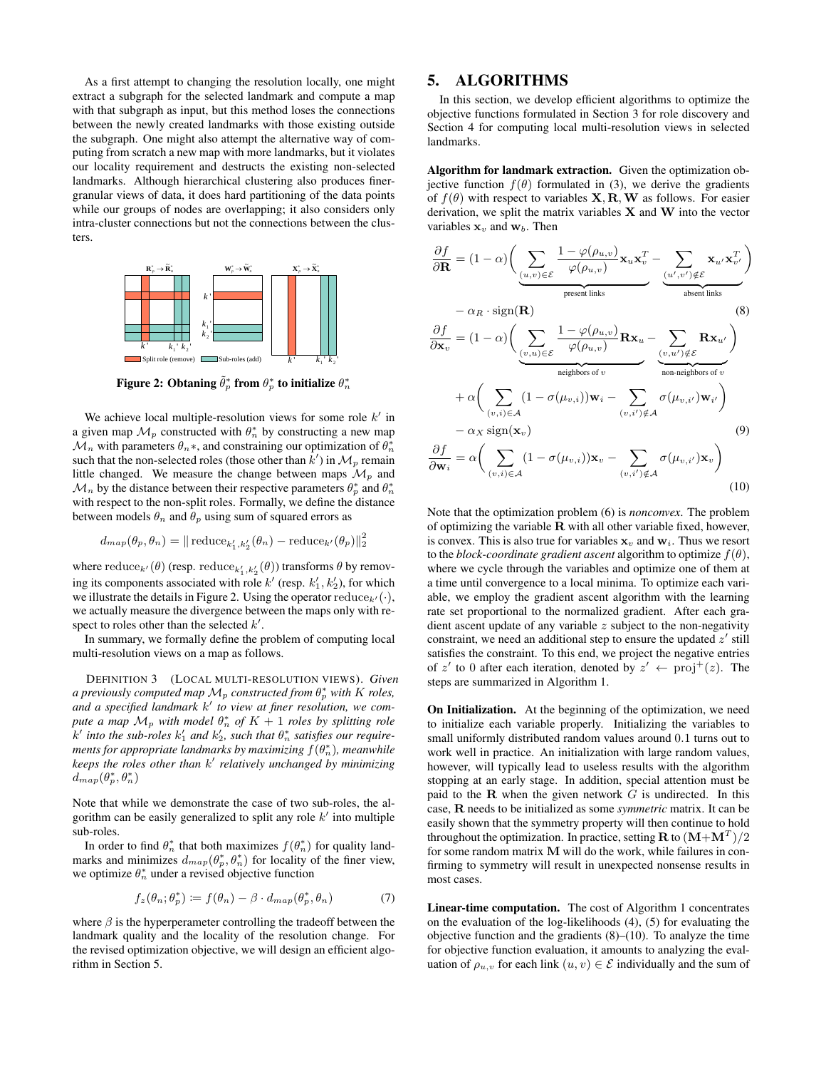As a first attempt to changing the resolution locally, one might extract a subgraph for the selected landmark and compute a map with that subgraph as input, but this method loses the connections between the newly created landmarks with those existing outside the subgraph. One might also attempt the alternative way of computing from scratch a new map with more landmarks, but it violates our locality requirement and destructs the existing non-selected landmarks. Although hierarchical clustering also produces finer-granular views of data, it does hard partitioning of the data points while our groups of nodes are overlapping; it also considers only intra-cluster connections but not the connections between the clusters.

**Figure 2: Obtaning $\tilde{\theta}_p^*$ from $\theta_p^*$ to initialize $\theta_n^*$**

We achieve local multiple-resolution views for some role $k'$ in a given map $\mathcal{M}_p$ constructed with $\theta_n^*$ by constructing a new map $\mathcal{M}_n$ with parameters $\theta_n*$, and constraining our optimization of $\theta_n^*$ such that the non-selected roles (those other than $k'$) in $\mathcal{M}_p$ remain little changed. We measure the change between maps $\mathcal{M}_p$ and $\mathcal{M}_n$ by the distance between their respective parameters $\theta_p^*$ and $\theta_n^*$ with respect to the non-split roles. Formally, we define the distance between models $\theta_n$ and $\theta_p$ using sum of squared errors as

$$d_{map}(\theta_p, \theta_n) = \| \operatorname{reduce}_{k_1', k_2'}(\theta_n) - \operatorname{reduce}_{k'}(\theta_p) \|_2^2$$

where $\operatorname{reduce}_{k'}(\theta)$ (resp. $\operatorname{reduce}_{k_1', k_2'}(\theta)$) transforms $\theta$ by removing its components associated with role $k'$ (resp. $k_1', k_2'$), for which we illustrate the details in Figure 2. Using the operator $\operatorname{reduce}_{k'}(\cdot)$, we actually measure the divergence between the maps only with respect to roles other than the selected $k'$.

In summary, we formally define the problem of computing local multi-resolution views on a map as follows.

DEFINITION 3 (LOCAL MULTI-RESOLUTION VIEWS). *Given a previously computed map $\mathcal{M}_p$ constructed from $\theta_p^*$ with $K$ roles, and a specified landmark $k'$ to view at finer resolution, we compute a map $\mathcal{M}_p$ with model $\theta_n^*$ of $K+1$ roles by splitting role $k'$ into the sub-roles $k_1'$ and $k_2'$, such that $\theta_n^*$ satisfies our requirements for appropriate landmarks by maximizing $f(\theta_n^*)$, meanwhile keeps the roles other than $k'$ relatively unchanged by minimizing $d_{map}(\theta_p^*, \theta_n^*)$*

Note that while we demonstrate the case of two sub-roles, the algorithm can be easily generalized to split any role $k'$ into multiple sub-roles.

In order to find $\theta_n^*$ that both maximizes $f(\theta_n^*)$ for quality landmarks and minimizes $d_{map}(\theta_p^*, \theta_n^*)$ for locality of the finer view, we optimize $\theta_n^*$ under a revised objective function

$$f_z(\theta_n; \theta_p^*) := f(\theta_n) - \beta \cdot d_{map}(\theta_p^*, \theta_n) \tag{7}$$

where $\beta$ is the hyperparameter controlling the tradeoff between the landmark quality and the locality of the resolution change. For the revised optimization objective, we will design an efficient algorithm in Section 5.

## 5. ALGORITHMS

In this section, we develop efficient algorithms to optimize the objective functions formulated in Section 3 for role discovery and Section 4 for computing local multi-resolution views in selected landmarks.

**Algorithm for landmark extraction.** Given the optimization objective function $f(\theta)$ formulated in (3), we derive the gradients of $f(\theta)$ with respect to variables $\mathbf{X}, \mathbf{R}, \mathbf{W}$ as follows. For easier derivation, we split the matrix variables $\mathbf{X}$ and $\mathbf{W}$ into the vector variables $\mathbf{x}_v$ and $\mathbf{w}_b$. Then

$$\frac{\partial f}{\partial \mathbf{R}} = (1-\alpha)\Big( \underbrace{\sum_{(u,v)\in\mathcal{E}} \frac{1-\varphi(\rho_{u,v})}{\varphi(\rho_{u,v})} \mathbf{x}_u \mathbf{x}_v^T}_{\text{present links}} - \underbrace{\sum_{(u',v')\notin\mathcal{E}} \mathbf{x}_{u'} \mathbf{x}_{v'}^T}_{\text{absent links}} \Big) - \alpha_R \cdot \operatorname{sign}(\mathbf{R}) \tag{8}$$

$$\frac{\partial f}{\partial \mathbf{x}_v} = (1-\alpha)\Big( \underbrace{\sum_{(v,u)\in\mathcal{E}} \frac{1-\varphi(\rho_{u,v})}{\varphi(\rho_{u,v})} \mathbf{R}\mathbf{x}_u}_{\text{neighbors of } v} - \underbrace{\sum_{(v,u')\notin\mathcal{E}} \mathbf{R}\mathbf{x}_{u'}}_{\text{non-neighbors of } v} \Big) + \alpha\Big( \sum_{(v,i)\in\mathcal{A}} (1-\sigma(\mu_{v,i}))\mathbf{w}_i - \sum_{(v,i')\notin\mathcal{A}} \sigma(\mu_{v,i'})\mathbf{w}_{i'} \Big) - \alpha_X \operatorname{sign}(\mathbf{x}_v) \tag{9}$$

$$\frac{\partial f}{\partial \mathbf{w}_i} = \alpha\Big( \sum_{(v,i)\in\mathcal{A}} (1-\sigma(\mu_{v,i}))\mathbf{x}_v - \sum_{(v,i')\notin\mathcal{A}} \sigma(\mu_{v,i'})\mathbf{x}_v \Big) \tag{10}$$

Note that the optimization problem (6) is *nonconvex*. The problem of optimizing the variable $\mathbf{R}$ with all other variable fixed, however, is convex. This is also true for variables $\mathbf{x}_v$ and $\mathbf{w}_i$. Thus we resort to the *block-coordinate gradient ascent* algorithm to optimize $f(\theta)$, where we cycle through the variables and optimize one of them at a time until convergence to a local minima. To optimize each variable, we employ the gradient ascent algorithm with the learning rate set proportional to the normalized gradient. After each gradient ascent update of any variable $z$ subject to the non-negativity constraint, we need an additional step to ensure the updated $z'$ still satisfies the constraint. To this end, we project the negative entries of $z'$ to 0 after each iteration, denoted by $z' \leftarrow \operatorname{proj}^+(z)$. The steps are summarized in Algorithm 1.

**On Initialization.** At the beginning of the optimization, we need to initialize each variable properly. Initializing the variables to small uniformly distributed random values around 0.1 turns out to work well in practice. An initialization with large random values, however, will typically lead to useless results with the algorithm stopping at an early stage. In addition, special attention must be paid to the $\mathbf{R}$ when the given network $G$ is undirected. In this case, $\mathbf{R}$ needs to be initialized as some *symmetric* matrix. It can be easily shown that the symmetry property will then continue to hold throughout the optimization. In practice, setting $\mathbf{R}$ to $(\mathbf{M}+\mathbf{M}^T)/2$ for some random matrix $\mathbf{M}$ will do the work, while failures in confirming to symmetry will result in unexpected nonsense results in most cases.

**Linear-time computation.** The cost of Algorithm 1 concentrates on the evaluation of the log-likelihoods (4), (5) for evaluating the objective function and the gradients (8)–(10). To analyze the time for objective function evaluation, it amounts to analyzing the evaluation of $\rho_{u,v}$ for each link $(u, v) \in \mathcal{E}$ individually and the sum of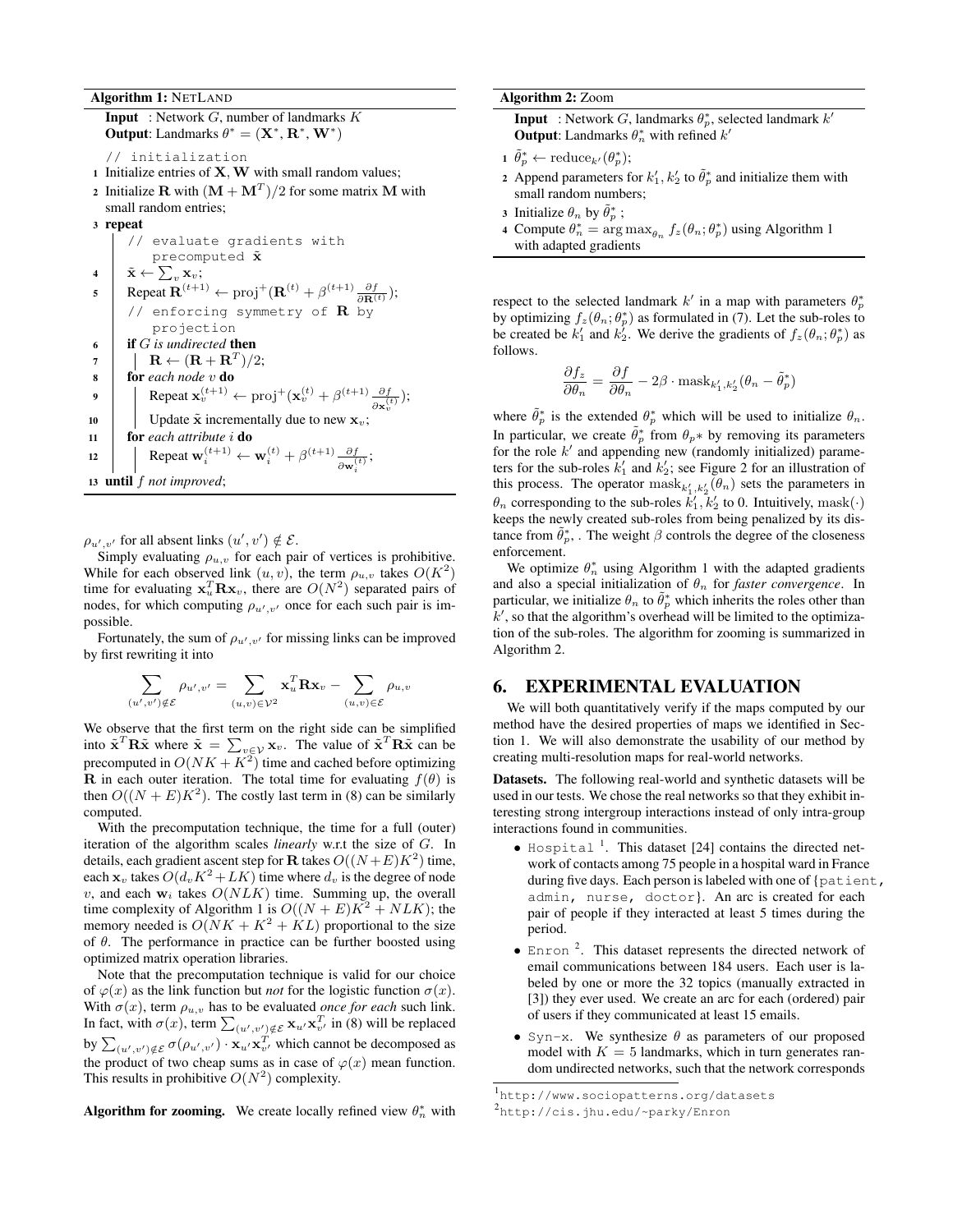**Algorithm 1:** NetLand

**Input** : Network $G$, number of landmarks $K$
**Output**: Landmarks $\theta^* = (\mathbf{X}^*, \mathbf{R}^*, \mathbf{W}^*)$

```
   // initialization
1  Initialize entries of X, W with small random values;
2  Initialize R with (M + M^T)/2 for some matrix M with
   small random entries;
3  repeat
       // evaluate gradients with
          precomputed x̃
4      x̃ ← Σ_v x_v;
5      Repeat R^(t+1) ← proj^+(R^(t) + β^(t+1) ∂f/∂R^(t));
       // enforcing symmetry of R by
          projection
6      if G is undirected then
7          R ← (R + R^T)/2;
8      for each node v do
9          Repeat x_v^(t+1) ← proj^+(x_v^(t) + β^(t+1) ∂f/∂x_v^(t));
10         Update x̃ incrementally due to new x_v;
11     for each attribute i do
12         Repeat w_i^(t+1) ← w_i^(t) + β^(t+1) ∂f/∂w_i^(t);
13 until f not improved;
```

$\rho_{u',v'}$ for all absent links $(u', v') \notin \mathcal{E}$.

Simply evaluating $\rho_{u,v}$ for each pair of vertices is prohibitive. While for each observed link $(u, v)$, the term $\rho_{u,v}$ takes $O(K^2)$ time for evaluating $\mathbf{x}_u^T \mathbf{R} \mathbf{x}_v$, there are $O(N^2)$ separated pairs of nodes, for which computing $\rho_{u',v'}$ once for each such pair is impossible.

Fortunately, the sum of $\rho_{u',v'}$ for missing links can be improved by first rewriting it into

$$\sum_{(u',v')\notin\mathcal{E}} \rho_{u',v'} = \sum_{(u,v)\in\mathcal{V}^2} \mathbf{x}_u^T \mathbf{R} \mathbf{x}_v - \sum_{(u,v)\in\mathcal{E}} \rho_{u,v}$$

We observe that the first term on the right side can be simplified into $\tilde{\mathbf{x}}^T \mathbf{R} \tilde{\mathbf{x}}$ where $\tilde{\mathbf{x}} = \sum_{v\in\mathcal{V}} \mathbf{x}_v$. The value of $\tilde{\mathbf{x}}^T \mathbf{R} \tilde{\mathbf{x}}$ can be precomputed in $O(NK + K^2)$ time and cached before optimizing $\mathbf{R}$ in each outer iteration. The total time for evaluating $f(\theta)$ is then $O((N + E)K^2)$. The costly last term in (8) can be similarly computed.

With the precomputation technique, the time for a full (outer) iteration of the algorithm scales *linearly* w.r.t the size of $G$. In details, each gradient ascent step for $\mathbf{R}$ takes $O((N+E)K^2)$ time, each $\mathbf{x}_v$ takes $O(d_v K^2 + LK)$ time where $d_v$ is the degree of node $v$, and each $\mathbf{w}_i$ takes $O(NLK)$ time. Summing up, the overall time complexity of Algorithm 1 is $O((N + E)K^2 + NLK)$; the memory needed is $O(NK + K^2 + KL)$ proportional to the size of $\theta$. The performance in practice can be further boosted using optimized matrix operation libraries.

Note that the precomputation technique is valid for our choice of $\varphi(x)$ as the link function but *not* for the logistic function $\sigma(x)$. With $\sigma(x)$, term $\rho_{u,v}$ has to be evaluated *once for each* such link. In fact, with $\sigma(x)$, term $\sum_{(u',v')\notin\mathcal{E}} \mathbf{x}_{u'} \mathbf{x}_{v'}^T$ in (8) will be replaced by $\sum_{(u',v')\notin\mathcal{E}} \sigma(\rho_{u',v'}) \cdot \mathbf{x}_{u'} \mathbf{x}_{v'}^T$ which cannot be decomposed as the product of two cheap sums as in case of $\varphi(x)$ mean function. This results in prohibitive $O(N^2)$ complexity.

**Algorithm for zooming.** We create locally refined view $\theta_n^*$ with respect to the selected landmark $k'$ in a map with parameters $\theta_p^*$ by optimizing $f_z(\theta_n; \theta_p^*)$ as formulated in (7). Let the sub-roles to be created be $k_1'$ and $k_2'$. We derive the gradients of $f_z(\theta_n; \theta_p^*)$ as follows.

$$\frac{\partial f_z}{\partial \theta_n} = \frac{\partial f}{\partial \theta_n} - 2\beta \cdot \mathrm{mask}_{k_1',k_2'}(\theta_n - \tilde{\theta}_p^*)$$

where $\tilde{\theta}_p^*$ is the extended $\theta_p^*$ which will be used to initialize $\theta_n$. In particular, we create $\tilde{\theta}_p^*$ from $\theta_p*$ by removing its parameters for the role $k'$ and appending new (randomly initialized) parameters for the sub-roles $k_1'$ and $k_2'$; see Figure 2 for an illustration of this process. The operator $\mathrm{mask}_{k_1',k_2'}(\theta_n)$ sets the parameters in $\theta_n$ corresponding to the sub-roles $k_1', k_2'$ to 0. Intuitively, $\mathrm{mask}(\cdot)$ keeps the newly created sub-roles from being penalized by its distance from $\tilde{\theta}_p^*$. The weight $\beta$ controls the degree of the closeness enforcement.

We optimize $\theta_n^*$ using Algorithm 1 with the adapted gradients and also a special initialization of $\theta_n$ for *faster convergence*. In particular, we initialize $\theta_n$ to $\tilde{\theta}_p^*$ which inherits the roles other than $k'$, so that the algorithm's overhead will be limited to the optimization of the sub-roles. The algorithm for zooming is summarized in Algorithm 2.

**Algorithm 2:** Zoom

**Input** : Network $G$, landmarks $\theta_p^*$, selected landmark $k'$
**Output**: Landmarks $\theta_n^*$ with refined $k'$

1. $\tilde{\theta}_p^* \leftarrow \mathrm{reduce}_{k'}(\theta_p^*)$;
2. Append parameters for $k_1', k_2'$ to $\tilde{\theta}_p^*$ and initialize them with small random numbers;
3. Initialize $\theta_n$ by $\tilde{\theta}_p^*$ ;
4. Compute $\theta_n^* = \arg\max_{\theta_n} f_z(\theta_n; \theta_p^*)$ using Algorithm 1 with adapted gradients

## 6. EXPERIMENTAL EVALUATION

We will both quantitatively verify if the maps computed by our method have the desired properties of maps we identified in Section 1. We will also demonstrate the usability of our method by creating multi-resolution maps for real-world networks.

**Datasets.** The following real-world and synthetic datasets will be used in our tests. We chose the real networks so that they exhibit interesting strong intergroup interactions instead of only intra-group interactions found in communities.

- `Hospital` [1]. This dataset [24] contains the directed network of contacts among 75 people in a hospital ward in France during five days. Each person is labeled with one of {`patient`, `admin`, `nurse`, `doctor`}. An arc is created for each pair of people if they interacted at least 5 times during the period.
- `Enron` [2]. This dataset represents the directed network of email communications between 184 users. Each user is labeled by one or more the 32 topics (manually extracted in [3]) they ever used. We create an arc for each (ordered) pair of users if they communicated at least 15 emails.
- `Syn-x`. We synthesize $\theta$ as parameters of our proposed model with $K = 5$ landmarks, which in turn generates random undirected networks, such that the network corresponds

[1] http://www.sociopatterns.org/datasets

[2] http://cis.jhu.edu/~parky/Enron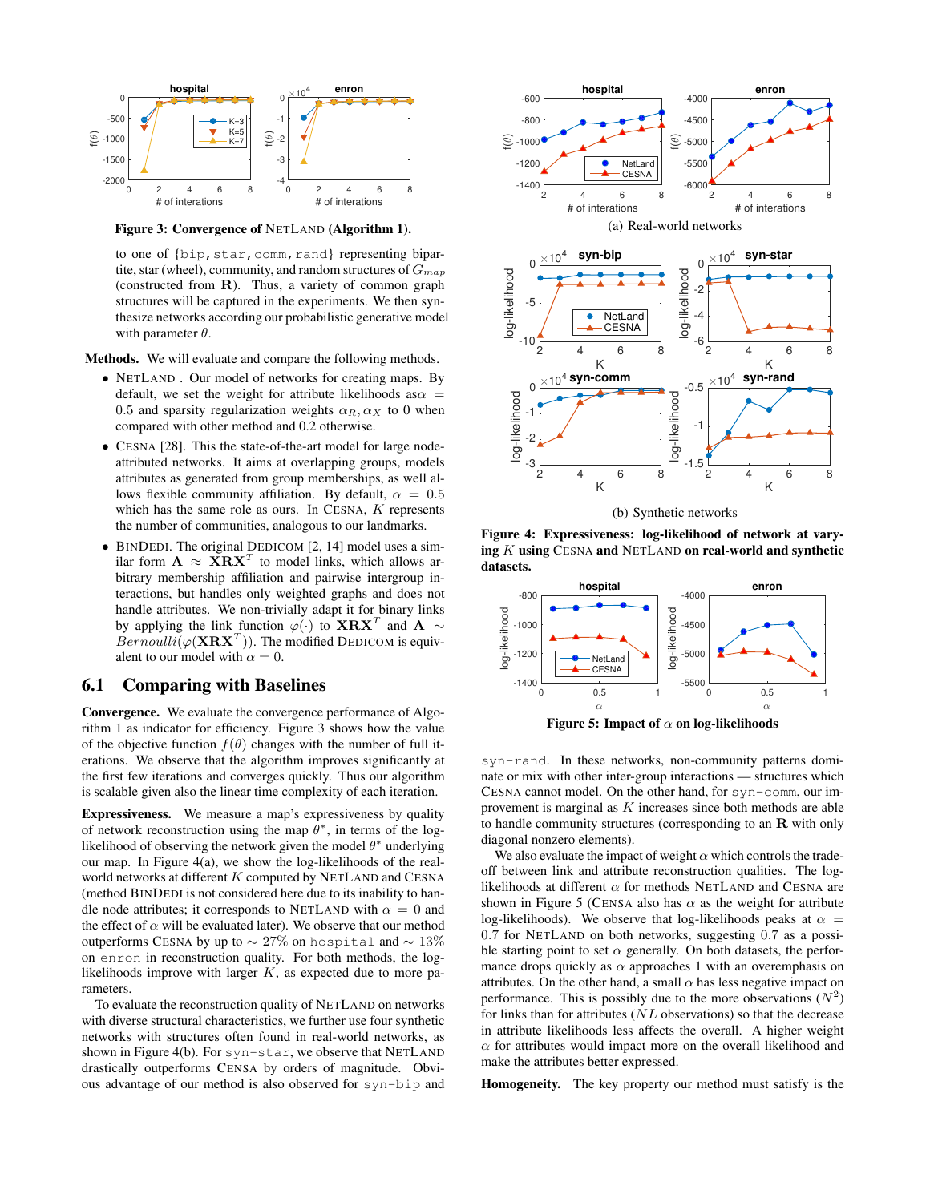Figure 3: **Convergence of NetLand (Algorithm 1).**

to one of {bip, star, comm, rand} representing bipartite, star (wheel), community, and random structures of $G_{map}$ (constructed from $\mathbf{R}$). Thus, a variety of common graph structures will be captured in the experiments. We then synthesize networks according our probabilistic generative model with parameter $\theta$.

**Methods.** We will evaluate and compare the following methods.

- NetLand . Our model of networks for creating maps. By default, we set the weight for attribute likelihoods as$\alpha$ = 0.5 and sparsity regularization weights $\alpha_R, \alpha_X$ to 0 when compared with other method and 0.2 otherwise.
- Cesna [28]. This the state-of-the-art model for large node-attributed networks. It aims at overlapping groups, models attributes as generated from group memberships, as well allows flexible community affiliation. By default, $\alpha = 0.5$ which has the same role as ours. In Cesna, $K$ represents the number of communities, analogous to our landmarks.
- BinDedi. The original Dedicom [2, 14] model uses a similar form $\mathbf{A} \approx \mathbf{X}\mathbf{R}\mathbf{X}^T$ to model links, which allows arbitrary membership affiliation and pairwise intergroup interactions, but handles only weighted graphs and does not handle attributes. We non-trivially adapt it for binary links by applying the link function $\varphi(\cdot)$ to $\mathbf{X}\mathbf{R}\mathbf{X}^T$ and $\mathbf{A} \sim Bernoulli(\varphi(\mathbf{X}\mathbf{R}\mathbf{X}^T))$. The modified Dedicom is equivalent to our model with $\alpha = 0$.

## 6.1 Comparing with Baselines

**Convergence.** We evaluate the convergence performance of Algorithm 1 as indicator for efficiency. Figure 3 shows how the value of the objective function $f(\theta)$ changes with the number of full iterations. We observe that the algorithm improves significantly at the first few iterations and converges quickly. Thus our algorithm is scalable given also the linear time complexity of each iteration.

**Expressiveness.** We measure a map's expressiveness by quality of network reconstruction using the map $\theta^*$, in terms of the log-likelihood of observing the network given the model $\theta^*$ underlying our map. In Figure 4(a), we show the log-likelihoods of the real-world networks at different $K$ computed by NetLand and Cesna (method BinDedi is not considered here due to its inability to handle node attributes; it corresponds to NetLand with $\alpha = 0$ and the effect of $\alpha$ will be evaluated later). We observe that our method outperforms Cesna by up to $\sim 27\%$ on hospital and $\sim 13\%$ on enron in reconstruction quality. For both methods, the log-likelihoods improve with larger $K$, as expected due to more parameters.

To evaluate the reconstruction quality of NetLand on networks with diverse structural characteristics, we further use four synthetic networks with structures often found in real-world networks, as shown in Figure 4(b). For syn-star, we observe that NetLand drastically outperforms Cesna by orders of magnitude. Obvious advantage of our method is also observed for syn-bip and

(a) Real-world networks

(b) Synthetic networks

Figure 4: **Expressiveness: log-likelihood of network at varying $K$ using Cesna and NetLand on real-world and synthetic datasets.**

Figure 5: **Impact of $\alpha$ on log-likelihoods**

syn-rand. In these networks, non-community patterns dominate or mix with other inter-group interactions — structures which Cesna cannot model. On the other hand, for syn-comm, our improvement is marginal as $K$ increases since both methods are able to handle community structures (corresponding to an $\mathbf{R}$ with only diagonal nonzero elements).

We also evaluate the impact of weight $\alpha$ which controls the tradeoff between link and attribute reconstruction qualities. The log-likelihoods at different $\alpha$ for methods NetLand and Cesna are shown in Figure 5 (Cesna also has $\alpha$ as the weight for attribute log-likelihoods). We observe that log-likelihoods peaks at $\alpha = 0.7$ for NetLand on both networks, suggesting 0.7 as a possible starting point to set $\alpha$ generally. On both datasets, the performance drops quickly as $\alpha$ approaches 1 with an overemphasis on attributes. On the other hand, a small $\alpha$ has less negative impact on performance. This is possibly due to the more observations ($N^2$) for links than for attributes ($NL$ observations) so that the decrease in attribute likelihoods less affects the overall. A higher weight $\alpha$ for attributes would impact more on the overall likelihood and make the attributes better expressed.

**Homogeneity.** The key property our method must satisfy is the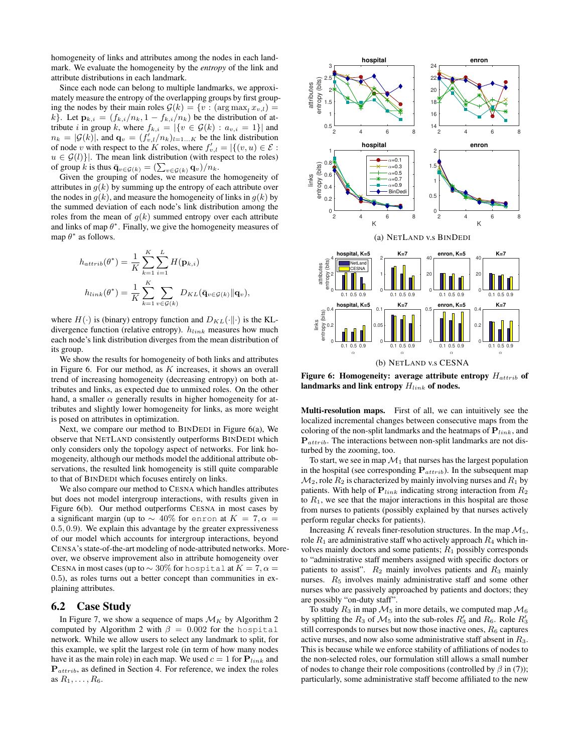homogeneity of links and attributes among the nodes in each landmark. We evaluate the homogeneity by the *entropy* of the link and attribute distributions in each landmark.

Since each node can belong to multiple landmarks, we approximately measure the entropy of the overlapping groups by first grouping the nodes by their main roles $\mathcal{G}(k) = \{v : (\arg\max_l x_{v,l}) = k\}$. Let $\mathbf{p}_{k,i} = (f_{k,i}/n_k, 1 - f_{k,i}/n_k)$ be the distribution of attribute $i$ in group $k$, where $f_{k,i} = |\{v \in \mathcal{G}(k) : a_{v,i} = 1\}|$ and $n_k = |\mathcal{G}(k)|$, and $\mathbf{q}_v = (f'_{v,l}/n_k)_{l=1...K}$ be the link distribution of node $v$ with respect to the $K$ roles, where $f'_{v,l} = |\{(v,u) \in \mathcal{E} : u \in \mathcal{G}(l)\}|$. The mean link distribution (with respect to the roles) of group $k$ is thus $\bar{\mathbf{q}}_{v\in\mathcal{G}(k)} = (\sum_{v\in\mathcal{G}(k)} \mathbf{q}_v)/n_k$.

Given the grouping of nodes, we measure the homogeneity of attributes in $g(k)$ by summing up the entropy of each attribute over the nodes in $g(k)$, and measure the homogeneity of links in $g(k)$ by the summed deviation of each node's link distribution among the roles from the mean of $g(k)$ summed entropy over each attribute and links of map $\theta^*$. Finally, we give the homogeneity measures of map $\theta^*$ as follows.

$$h_{attrib}(\theta^*) = \frac{1}{K}\sum_{k=1}^{K}\sum_{i=1}^{L} H(\mathbf{p}_{k,i})$$

$$h_{link}(\theta^*) = \frac{1}{K}\sum_{k=1}^{K}\sum_{v\in\mathcal{G}(k)} D_{KL}(\bar{\mathbf{q}}_{v\in\mathcal{G}(k)} \| \mathbf{q}_v),$$

where $H(\cdot)$ is (binary) entropy function and $D_{KL}(\cdot\|\cdot)$ is the KL-divergence function (relative entropy). $h_{link}$ measures how much each node's link distribution diverges from the mean distribution of its group.

We show the results for homogeneity of both links and attributes in Figure 6. For our method, as $K$ increases, it shows an overall trend of increasing homogeneity (decreasing entropy) on both attributes and links, as expected due to unmixed roles. On the other hand, a smaller $\alpha$ generally results in higher homogeneity for attributes and slightly lower homogeneity for links, as more weight is posed on attributes in optimization.

Next, we compare our method to BINDEDI in Figure 6(a), We observe that NETLAND consistently outperforms BINDEDI which only considers only the topology aspect of networks. For link homogeneity, although our methods model the additional attribute observations, the resulted link homogeneity is still quite comparable to that of BINDEDI which focuses entirely on links.

We also compare our method to CESNA which handles attributes but does not model intergroup interactions, with results given in Figure 6(b). Our method outperforms CESNA in most cases by a significant margin (up to $\sim 40\%$ for enron at $K = 7, \alpha = 0.5, 0.9$). We explain this advantage by the greater expressiveness of our model which accounts for intergroup interactions, beyond CENSA's state-of-the-art modeling of node-attributed networks. Moreover, we observe improvement also in attribute homogeneity over CESNA in most cases (up to $\sim 30\%$ for hospital at $K = 7, \alpha = 0.5$), as roles turns out a better concept than communities in explaining attributes.

## 6.2 Case Study

In Figure 7, we show a sequence of maps $\mathcal{M}_K$ by Algorithm 2 computed by Algorithm 2 with $\beta = 0.002$ for the hospital network. While we allow users to select any landmark to split, for this example, we split the largest role (in term of how many nodes have it as the main role) in each map. We used $c = 1$ for $\mathbf{P}_{link}$ and $\mathbf{P}_{attrib}$, as defined in Section 4. For reference, we index the roles as $R_1, \ldots, R_6$.

(a) NETLAND v.s BINDEDI

(b) NETLAND v.s CESNA

**Figure 6: Homogeneity: average attribute entropy $H_{attrib}$ of landmarks and link entropy $H_{link}$ of nodes.**

**Multi-resolution maps.** First of all, we can intuitively see the localized incremental changes between consecutive maps from the coloring of the non-split landmarks and the heatmaps of $\mathbf{P}_{link}$, and $\mathbf{P}_{attrib}$. The interactions between non-split landmarks are not disturbed by the zooming, too.

To start, we see in map $\mathcal{M}_1$ that nurses has the largest population in the hospital (see corresponding $\mathbf{P}_{attrib}$). In the subsequent map $\mathcal{M}_2$, role $R_2$ is characterized by mainly involving nurses and $R_1$ by patients. With help of $\mathbf{P}_{link}$ indicating strong interaction from $R_2$ to $R_1$, we see that the major interactions in this hospital are those from nurses to patients (possibly explained by that nurses actively perform regular checks for patients).

Increasing $K$ reveals finer-resolution structures. In the map $\mathcal{M}_5$, role $R_1$ are administrative staff who actively approach $R_4$ which involves mainly doctors and some patients; $R_1$ possibly corresponds to "administrative staff members assigned with specific doctors or patients to assist". $R_2$ mainly involves patients and $R_3$ mainly nurses. $R_5$ involves mainly administrative staff and some other nurses who are passively approached by patients and doctors; they are possibly "on-duty staff".

To study $R_3$ in map $\mathcal{M}_5$ in more details, we computed map $\mathcal{M}_6$ by splitting the $R_3$ of $\mathcal{M}_5$ into the sub-roles $R'_3$ and $R_6$. Role $R'_3$ still corresponds to nurses but now those inactive ones, $R_6$ captures active nurses, and now also some administrative staff absent in $R_3$. This is because while we enforce stability of affiliations of nodes to the non-selected roles, our formulation still allows a small number of nodes to change their role compositions (controlled by $\beta$ in (7)); particularly, some administrative staff become affiliated to the new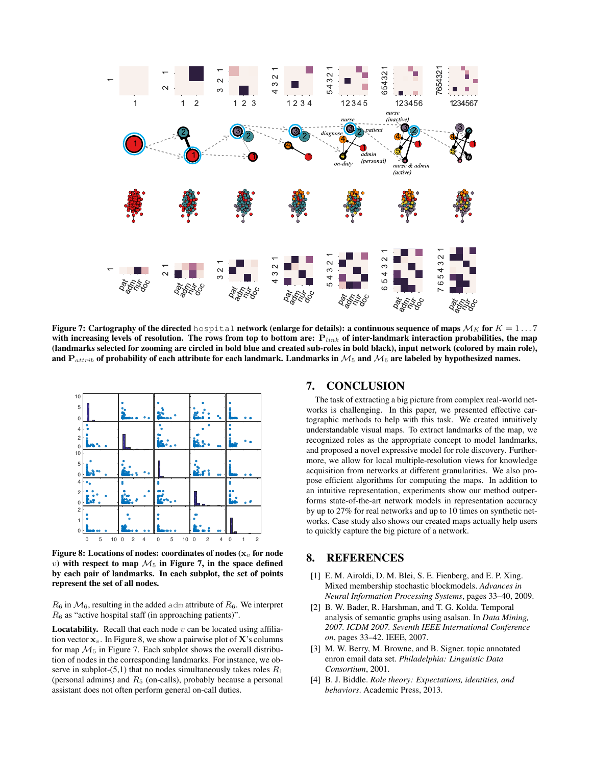**Figure 7: Cartography of the directed** `hospital` **network (enlarge for details): a continuous sequence of maps $\mathcal{M}_K$ for $K = 1 \ldots 7$ with increasing levels of resolution. The rows from top to bottom are: $\mathbf{P}_{link}$ of inter-landmark interaction probabilities, the map (landmarks selected for zooming are circled in bold blue and created sub-roles in bold black), input network (colored by main role), and $\mathbf{P}_{attrib}$ of probability of each attribute for each landmark. Landmarks in $\mathcal{M}_5$ and $\mathcal{M}_6$ are labeled by hypothesized names.**

**Figure 8: Locations of nodes: coordinates of nodes ($\mathbf{x}_v$ for node $v$) with respect to map $\mathcal{M}_5$ in Figure 7, in the space defined by each pair of landmarks. In each subplot, the set of points represent the set of all nodes.**

$R_6$ in $\mathcal{M}_6$, resulting in the added `adm` attribute of $R_6$. We interpret $R_6$ as "active hospital staff (in approaching patients)".

**Locatability.** Recall that each node $v$ can be located using affiliation vector $\mathbf{x}_v$. In Figure 8, we show a pairwise plot of $\mathbf{X}$'s columns for map $\mathcal{M}_5$ in Figure 7. Each subplot shows the overall distribution of nodes in the corresponding landmarks. For instance, we observe in subplot-(5,1) that no nodes simultaneously takes roles $R_1$ (personal admins) and $R_5$ (on-calls), probably because a personal assistant does not often perform general on-call duties.

## 7. CONCLUSION

The task of extracting a big picture from complex real-world networks is challenging. In this paper, we presented effective cartographic methods to help with this task. We created intuitively understandable visual maps. To extract landmarks of the map, we recognized roles as the appropriate concept to model landmarks, and proposed a novel expressive model for role discovery. Furthermore, we allow for local multiple-resolution views for knowledge acquisition from networks at different granularities. We also propose efficient algorithms for computing the maps. In addition to an intuitive representation, experiments show our method outperforms state-of-the-art network models in representation accuracy by up to 27% for real networks and up to 10 times on synthetic networks. Case study also shows our created maps actually help users to quickly capture the big picture of a network.

## 8. REFERENCES

[1] E. M. Airoldi, D. M. Blei, S. E. Fienberg, and E. P. Xing. Mixed membership stochastic blockmodels. *Advances in Neural Information Processing Systems*, pages 33–40, 2009.

[2] B. W. Bader, R. Harshman, and T. G. Kolda. Temporal analysis of semantic graphs using asalsan. In *Data Mining, 2007. ICDM 2007. Seventh IEEE International Conference on*, pages 33–42. IEEE, 2007.

[3] M. W. Berry, M. Browne, and B. Signer. topic annotated enron email data set. *Philadelphia: Linguistic Data Consortium*, 2001.

[4] B. J. Biddle. *Role theory: Expectations, identities, and behaviors.* Academic Press, 2013.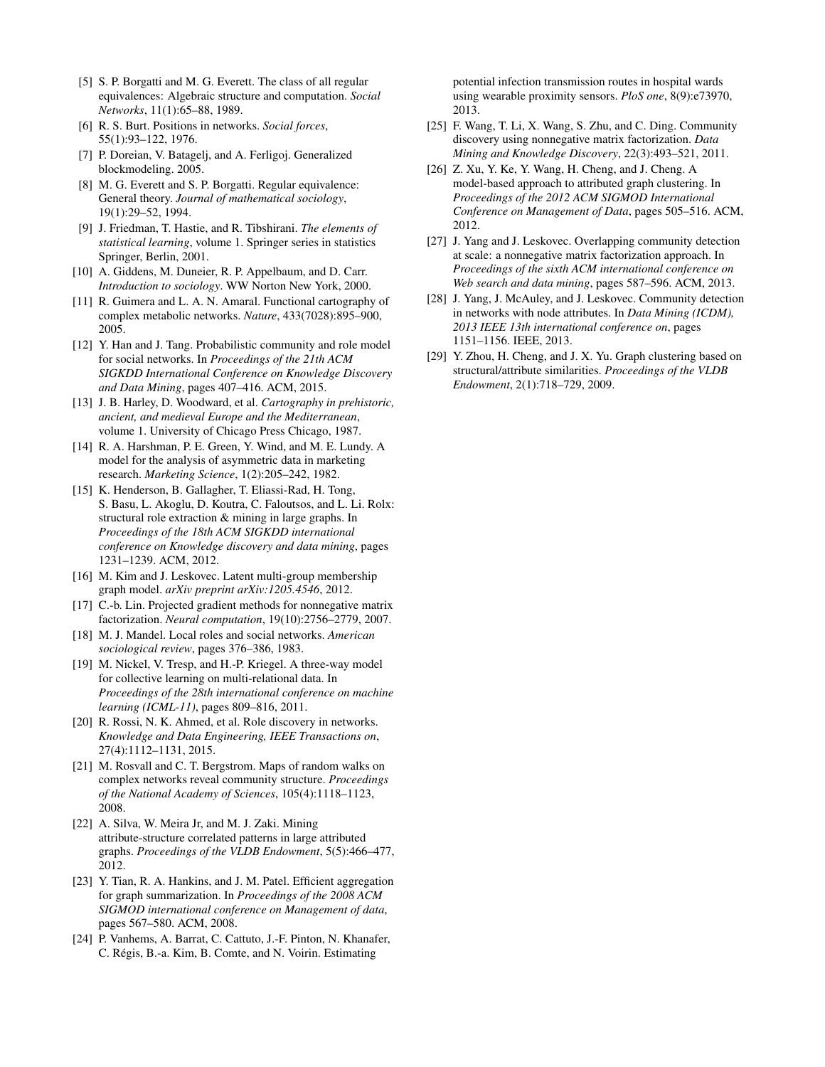[5] S. P. Borgatti and M. G. Everett. The class of all regular equivalences: Algebraic structure and computation. *Social Networks*, 11(1):65–88, 1989.

[6] R. S. Burt. Positions in networks. *Social forces*, 55(1):93–122, 1976.

[7] P. Doreian, V. Batagelj, and A. Ferligoj. Generalized blockmodeling. 2005.

[8] M. G. Everett and S. P. Borgatti. Regular equivalence: General theory. *Journal of mathematical sociology*, 19(1):29–52, 1994.

[9] J. Friedman, T. Hastie, and R. Tibshirani. *The elements of statistical learning*, volume 1. Springer series in statistics Springer, Berlin, 2001.

[10] A. Giddens, M. Duneier, R. P. Appelbaum, and D. Carr. *Introduction to sociology*. WW Norton New York, 2000.

[11] R. Guimera and L. A. N. Amaral. Functional cartography of complex metabolic networks. *Nature*, 433(7028):895–900, 2005.

[12] Y. Han and J. Tang. Probabilistic community and role model for social networks. In *Proceedings of the 21th ACM SIGKDD International Conference on Knowledge Discovery and Data Mining*, pages 407–416. ACM, 2015.

[13] J. B. Harley, D. Woodward, et al. *Cartography in prehistoric, ancient, and medieval Europe and the Mediterranean*, volume 1. University of Chicago Press Chicago, 1987.

[14] R. A. Harshman, P. E. Green, Y. Wind, and M. E. Lundy. A model for the analysis of asymmetric data in marketing research. *Marketing Science*, 1(2):205–242, 1982.

[15] K. Henderson, B. Gallagher, T. Eliassi-Rad, H. Tong, S. Basu, L. Akoglu, D. Koutra, C. Faloutsos, and L. Li. Rolx: structural role extraction & mining in large graphs. In *Proceedings of the 18th ACM SIGKDD international conference on Knowledge discovery and data mining*, pages 1231–1239. ACM, 2012.

[16] M. Kim and J. Leskovec. Latent multi-group membership graph model. *arXiv preprint arXiv:1205.4546*, 2012.

[17] C.-b. Lin. Projected gradient methods for nonnegative matrix factorization. *Neural computation*, 19(10):2756–2779, 2007.

[18] M. J. Mandel. Local roles and social networks. *American sociological review*, pages 376–386, 1983.

[19] M. Nickel, V. Tresp, and H.-P. Kriegel. A three-way model for collective learning on multi-relational data. In *Proceedings of the 28th international conference on machine learning (ICML-11)*, pages 809–816, 2011.

[20] R. Rossi, N. K. Ahmed, et al. Role discovery in networks. *Knowledge and Data Engineering, IEEE Transactions on*, 27(4):1112–1131, 2015.

[21] M. Rosvall and C. T. Bergstrom. Maps of random walks on complex networks reveal community structure. *Proceedings of the National Academy of Sciences*, 105(4):1118–1123, 2008.

[22] A. Silva, W. Meira Jr, and M. J. Zaki. Mining attribute-structure correlated patterns in large attributed graphs. *Proceedings of the VLDB Endowment*, 5(5):466–477, 2012.

[23] Y. Tian, R. A. Hankins, and J. M. Patel. Efficient aggregation for graph summarization. In *Proceedings of the 2008 ACM SIGMOD international conference on Management of data*, pages 567–580. ACM, 2008.

[24] P. Vanhems, A. Barrat, C. Cattuto, J.-F. Pinton, N. Khanafer, C. Régis, B.-a. Kim, B. Comte, and N. Voirin. Estimating potential infection transmission routes in hospital wards using wearable proximity sensors. *PloS one*, 8(9):e73970, 2013.

[25] F. Wang, T. Li, X. Wang, S. Zhu, and C. Ding. Community discovery using nonnegative matrix factorization. *Data Mining and Knowledge Discovery*, 22(3):493–521, 2011.

[26] Z. Xu, Y. Ke, Y. Wang, H. Cheng, and J. Cheng. A model-based approach to attributed graph clustering. In *Proceedings of the 2012 ACM SIGMOD International Conference on Management of Data*, pages 505–516. ACM, 2012.

[27] J. Yang and J. Leskovec. Overlapping community detection at scale: a nonnegative matrix factorization approach. In *Proceedings of the sixth ACM international conference on Web search and data mining*, pages 587–596. ACM, 2013.

[28] J. Yang, J. McAuley, and J. Leskovec. Community detection in networks with node attributes. In *Data Mining (ICDM), 2013 IEEE 13th international conference on*, pages 1151–1156. IEEE, 2013.

[29] Y. Zhou, H. Cheng, and J. X. Yu. Graph clustering based on structural/attribute similarities. *Proceedings of the VLDB Endowment*, 2(1):718–729, 2009.